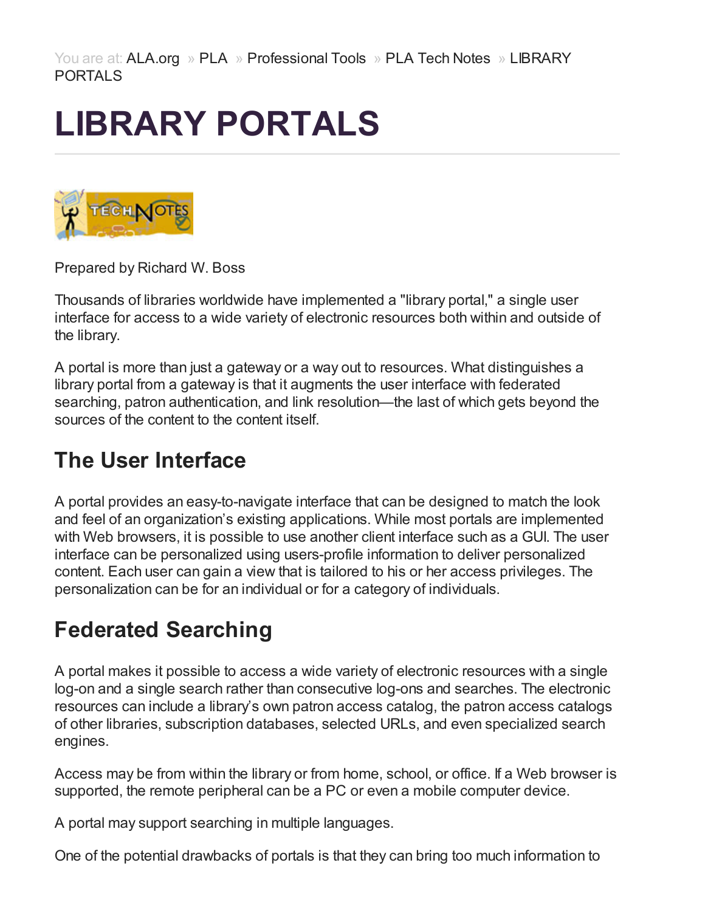You are at: ALA.org » PLA » Professional Tools » PLA Tech Notes » LIBRARY PORTALS

# LIBRARY PORTALS

Prepared by Richard W. Boss

Thousands of libraries worldwide have implemented a "library portal," a single user interface for access to a wide variety of electronic resources both within and outside of the library.

A portal is more than just a gateway or a way out to resources. What distinguishes a library portal from a gateway is that it augments the user interface with federated searching, patron authentication, and link resolution—the last of which gets beyond the sources of the content to the content itself.

## The User Interface

A portal provides an easy-to-navigate interface that can be designed to match the look and feel of an organization's existing applications. While most portals are implemented with Web browsers, it is possible to use another client interface such as a GUI. The user interface can be personalized using users-profile information to deliver personalized content. Each user can gain a view that is tailored to his or her access privileges. The personalization can be for an individual or for a category of individuals.

## Federated Searching

A portal makes it possible to access a wide variety of electronic resources with a single log-on and a single search rather than consecutive log-ons and searches. The electronic resources can include a library's own patron access catalog, the patron access catalogs of other libraries, subscription databases, selected URLs, and even specialized search engines.

Access may be from within the library or from home, school, or office. If a Web browser is supported, the remote peripheral can be a PC or even a mobile computer device.

A portal may support searching in multiple languages.

One of the potential drawbacks of portals is that they can bring too much information to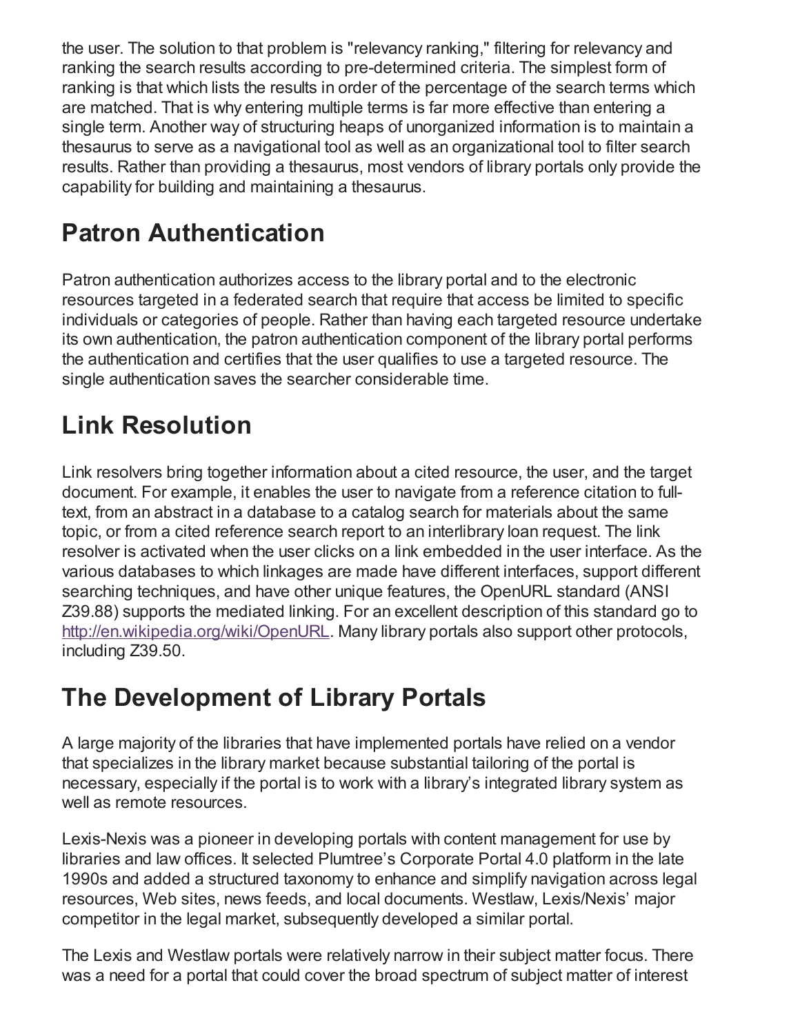the user. The solution to that problem is "relevancy ranking," filtering for relevancy and ranking the search results according to pre-determined criteria. The simplest form of ranking is that which lists the results in order of the percentage of the search terms which are matched. That is why entering multiple terms is far more effective than entering a single term. Another way of structuring heaps of unorganized information is to maintain a thesaurus to serve as a navigational tool as well as an organizational tool to filter search results. Rather than providing a thesaurus, most vendors of library portals only provide the capability for building and maintaining a thesaurus.

## Patron Authentication

Patron authentication authorizes access to the library portal and to the electronic resources targeted in a federated search that require that access be limited to specific individuals or categories of people. Rather than having each targeted resource undertake its own authentication, the patron authentication component of the library portal performs the authentication and certifies that the user qualifies to use a targeted resource. The single authentication saves the searcher considerable time.

## Link Resolution

Link resolvers bring together information about a cited resource, the user, and the target document. For example, it enables the user to navigate from a reference citation to full-text, from an abstract in a database to a catalog search for materials about the same topic, or from a cited reference search report to an interlibrary loan request. The link resolver is activated when the user clicks on a link embedded in the user interface. As the various databases to which linkages are made have different interfaces, support different searching techniques, and have other unique features, the OpenURL standard (ANSI Z39.88) supports the mediated linking. For an excellent description of this standard go to [http://en.wikipedia.org/wiki/OpenURL](http://en.wikipedia.org/wiki/OpenURL). Many library portals also support other protocols, including Z39.50.

## The Development of Library Portals

A large majority of the libraries that have implemented portals have relied on a vendor that specializes in the library market because substantial tailoring of the portal is necessary, especially if the portal is to work with a library's integrated library system as well as remote resources.

Lexis-Nexis was a pioneer in developing portals with content management for use by libraries and law offices. It selected Plumtree's Corporate Portal 4.0 platform in the late 1990s and added a structured taxonomy to enhance and simplify navigation across legal resources, Web sites, news feeds, and local documents. Westlaw, Lexis/Nexis' major competitor in the legal market, subsequently developed a similar portal.

The Lexis and Westlaw portals were relatively narrow in their subject matter focus. There was a need for a portal that could cover the broad spectrum of subject matter of interest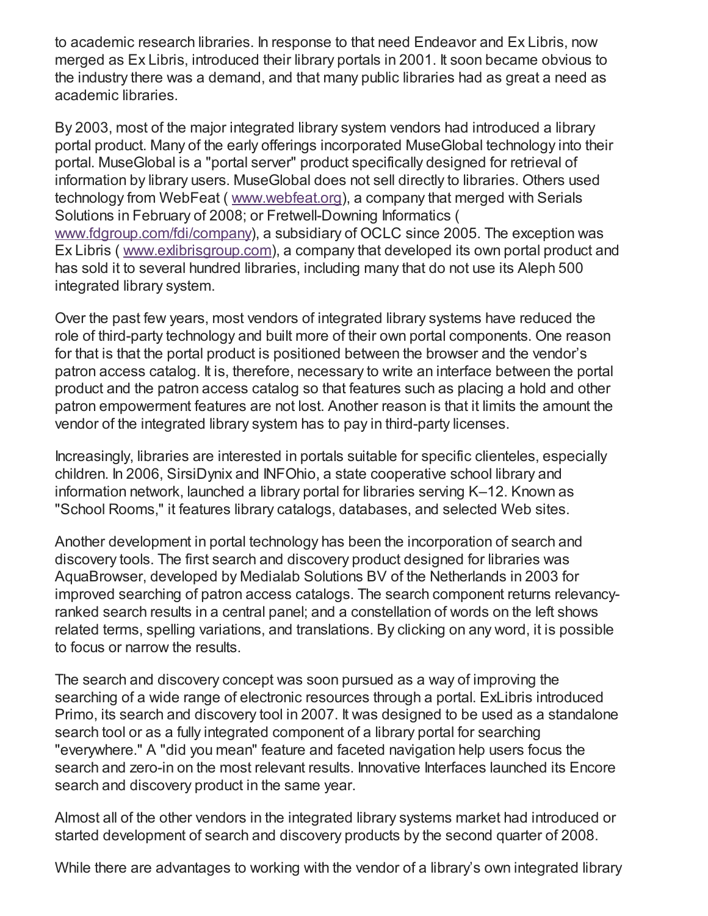to academic research libraries. In response to that need Endeavor and Ex Libris, now merged as Ex Libris, introduced their library portals in 2001. It soon became obvious to the industry there was a demand, and that many public libraries had as great a need as academic libraries.

By 2003, most of the major integrated library system vendors had introduced a library portal product. Many of the early offerings incorporated MuseGlobal technology into their portal. MuseGlobal is a "portal server" product specifically designed for retrieval of information by library users. MuseGlobal does not sell directly to libraries. Others used technology from WebFeat ( [www.webfeat.org](www.webfeat.org)), a company that merged with Serials Solutions in February of 2008; or Fretwell-Downing Informatics ( [www.fdgroup.com/fdi/company](www.fdgroup.com/fdi/company)), a subsidiary of OCLC since 2005. The exception was Ex Libris ( [www.exlibrisgroup.com](www.exlibrisgroup.com)), a company that developed its own portal product and has sold it to several hundred libraries, including many that do not use its Aleph 500 integrated library system.

Over the past few years, most vendors of integrated library systems have reduced the role of third-party technology and built more of their own portal components. One reason for that is that the portal product is positioned between the browser and the vendor's patron access catalog. It is, therefore, necessary to write an interface between the portal product and the patron access catalog so that features such as placing a hold and other patron empowerment features are not lost. Another reason is that it limits the amount the vendor of the integrated library system has to pay in third-party licenses.

Increasingly, libraries are interested in portals suitable for specific clienteles, especially children. In 2006, SirsiDynix and INFOhio, a state cooperative school library and information network, launched a library portal for libraries serving K–12. Known as "School Rooms," it features library catalogs, databases, and selected Web sites.

Another development in portal technology has been the incorporation of search and discovery tools. The first search and discovery product designed for libraries was AquaBrowser, developed by Medialab Solutions BV of the Netherlands in 2003 for improved searching of patron access catalogs. The search component returns relevancy-ranked search results in a central panel; and a constellation of words on the left shows related terms, spelling variations, and translations. By clicking on any word, it is possible to focus or narrow the results.

The search and discovery concept was soon pursued as a way of improving the searching of a wide range of electronic resources through a portal. ExLibris introduced Primo, its search and discovery tool in 2007. It was designed to be used as a standalone search tool or as a fully integrated component of a library portal for searching "everywhere." A "did you mean" feature and faceted navigation help users focus the search and zero-in on the most relevant results. Innovative Interfaces launched its Encore search and discovery product in the same year.

Almost all of the other vendors in the integrated library systems market had introduced or started development of search and discovery products by the second quarter of 2008.

While there are advantages to working with the vendor of a library's own integrated library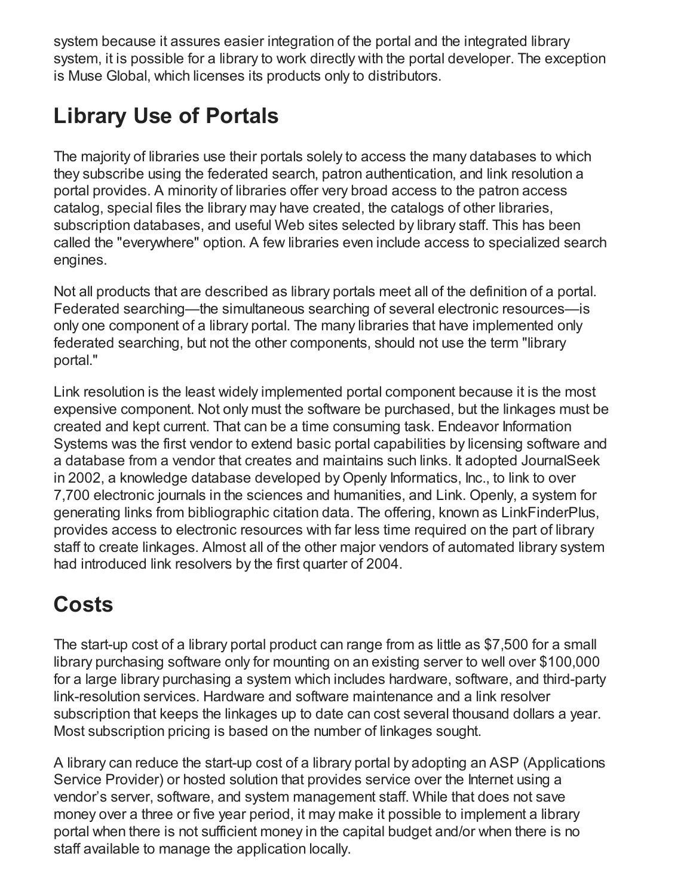system because it assures easier integration of the portal and the integrated library system, it is possible for a library to work directly with the portal developer. The exception is Muse Global, which licenses its products only to distributors.

## Library Use of Portals

The majority of libraries use their portals solely to access the many databases to which they subscribe using the federated search, patron authentication, and link resolution a portal provides. A minority of libraries offer very broad access to the patron access catalog, special files the library may have created, the catalogs of other libraries, subscription databases, and useful Web sites selected by library staff. This has been called the "everywhere" option. A few libraries even include access to specialized search engines.

Not all products that are described as library portals meet all of the definition of a portal. Federated searching—the simultaneous searching of several electronic resources—is only one component of a library portal. The many libraries that have implemented only federated searching, but not the other components, should not use the term "library portal."

Link resolution is the least widely implemented portal component because it is the most expensive component. Not only must the software be purchased, but the linkages must be created and kept current. That can be a time consuming task. Endeavor Information Systems was the first vendor to extend basic portal capabilities by licensing software and a database from a vendor that creates and maintains such links. It adopted JournalSeek in 2002, a knowledge database developed by Openly Informatics, Inc., to link to over 7,700 electronic journals in the sciences and humanities, and Link. Openly, a system for generating links from bibliographic citation data. The offering, known as LinkFinderPlus, provides access to electronic resources with far less time required on the part of library staff to create linkages. Almost all of the other major vendors of automated library system had introduced link resolvers by the first quarter of 2004.

## Costs

The start-up cost of a library portal product can range from as little as $7,500 for a small library purchasing software only for mounting on an existing server to well over $100,000 for a large library purchasing a system which includes hardware, software, and third-party link-resolution services. Hardware and software maintenance and a link resolver subscription that keeps the linkages up to date can cost several thousand dollars a year. Most subscription pricing is based on the number of linkages sought.

A library can reduce the start-up cost of a library portal by adopting an ASP (Applications Service Provider) or hosted solution that provides service over the Internet using a vendor's server, software, and system management staff. While that does not save money over a three or five year period, it may make it possible to implement a library portal when there is not sufficient money in the capital budget and/or when there is no staff available to manage the application locally.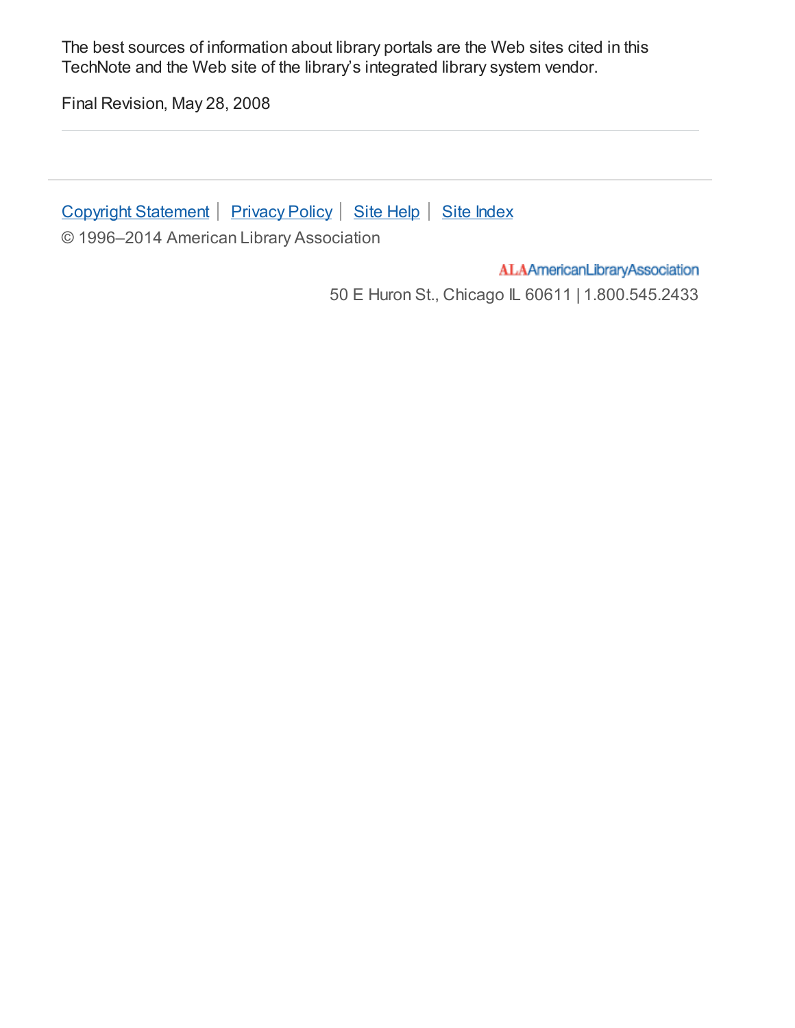The best sources of information about library portals are the Web sites cited in this TechNote and the Web site of the library's integrated library system vendor.

Final Revision, May 28, 2008

---

Copyright Statement | Privacy Policy | Site Help | Site Index

© 1996–2014 American Library Association

ALA American Library Association

50 E Huron St., Chicago IL 60611 | 1.800.545.2433